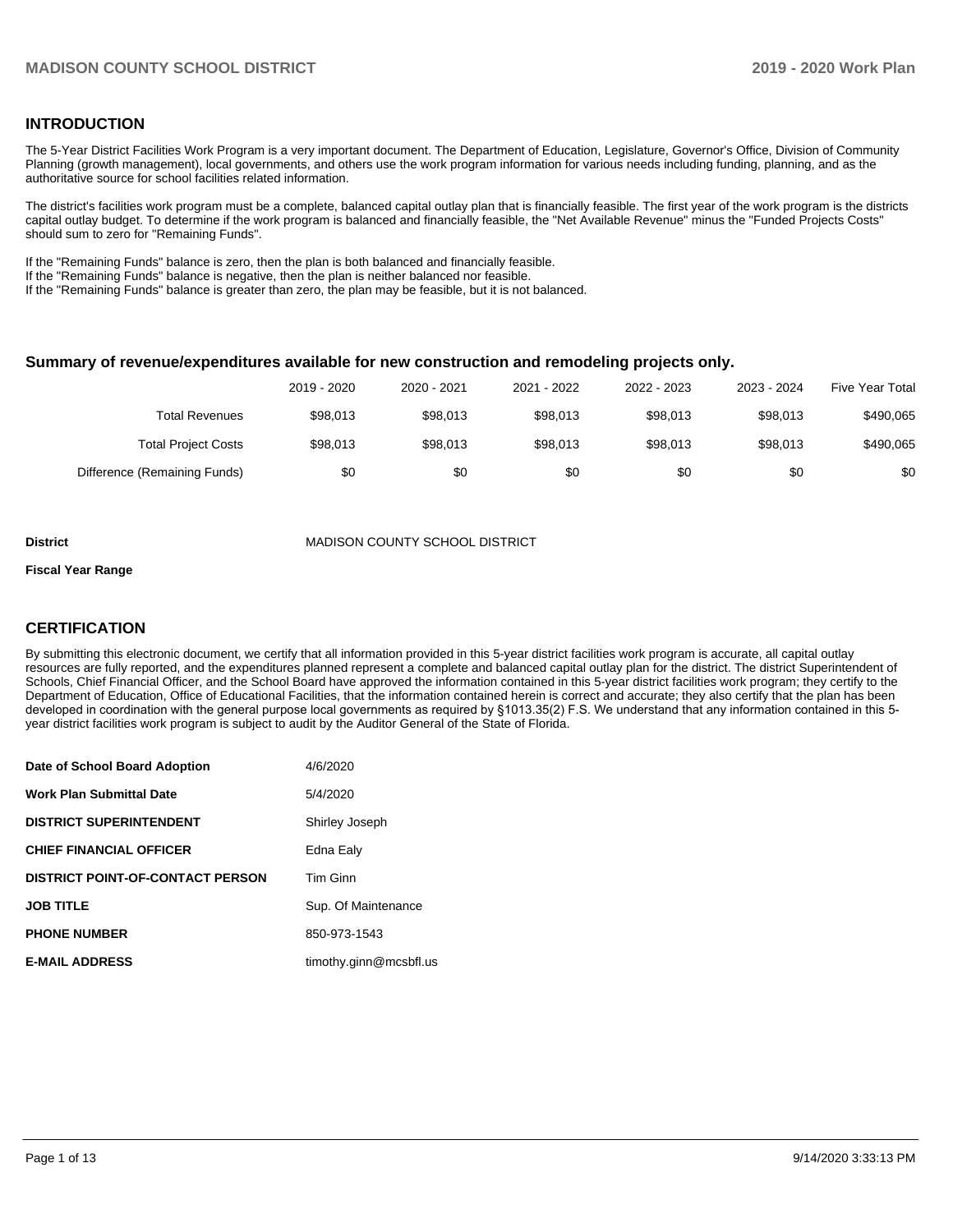## INTRODUCTION

The 5-Year District Facilities Work Program is a very important document. The Department of Education, Legislature, Governor's Office, Division of Community Planning (growth management), local governments, and others use the work program information for various needs including funding, planning, and as the authoritative source for school facilities related information.

The district's facilities work program must be a complete, balanced capital outlay plan that is financially feasible. The first year of the work program is the districts capital outlay budget. To determine if the work program is balanced and financially feasible, the "Net Available Revenue" minus the "Funded Projects Costs" should sum to zero for "Remaining Funds".

If the "Remaining Funds" balance is zero, then the plan is both balanced and financially feasible.
If the "Remaining Funds" balance is negative, then the plan is neither balanced nor feasible.
If the "Remaining Funds" balance is greater than zero, the plan may be feasible, but it is not balanced.

### Summary of revenue/expenditures available for new construction and remodeling projects only.

| | 2019 - 2020 | 2020 - 2021 | 2021 - 2022 | 2022 - 2023 | 2023 - 2024 | Five Year Total |
|---|---|---|---|---|---|---|
| Total Revenues | $98,013 | $98,013 | $98,013 | $98,013 | $98,013 | $490,065 |
| Total Project Costs | $98,013 | $98,013 | $98,013 | $98,013 | $98,013 | $490,065 |
| Difference (Remaining Funds) | $0 | $0 | $0 | $0 | $0 | $0 |

**District** MADISON COUNTY SCHOOL DISTRICT

**Fiscal Year Range**

## CERTIFICATION

By submitting this electronic document, we certify that all information provided in this 5-year district facilities work program is accurate, all capital outlay resources are fully reported, and the expenditures planned represent a complete and balanced capital outlay plan for the district. The district Superintendent of Schools, Chief Financial Officer, and the School Board have approved the information contained in this 5-year district facilities work program; they certify to the Department of Education, Office of Educational Facilities, that the information contained herein is correct and accurate; they also certify that the plan has been developed in coordination with the general purpose local governments as required by §1013.35(2) F.S. We understand that any information contained in this 5-year district facilities work program is subject to audit by the Auditor General of the State of Florida.

| | |
|---|---|
| **Date of School Board Adoption** | 4/6/2020 |
| **Work Plan Submittal Date** | 5/4/2020 |
| **DISTRICT SUPERINTENDENT** | Shirley Joseph |
| **CHIEF FINANCIAL OFFICER** | Edna Ealy |
| **DISTRICT POINT-OF-CONTACT PERSON** | Tim Ginn |
| **JOB TITLE** | Sup. Of Maintenance |
| **PHONE NUMBER** | 850-973-1543 |
| **E-MAIL ADDRESS** | timothy.ginn@mcsbfl.us |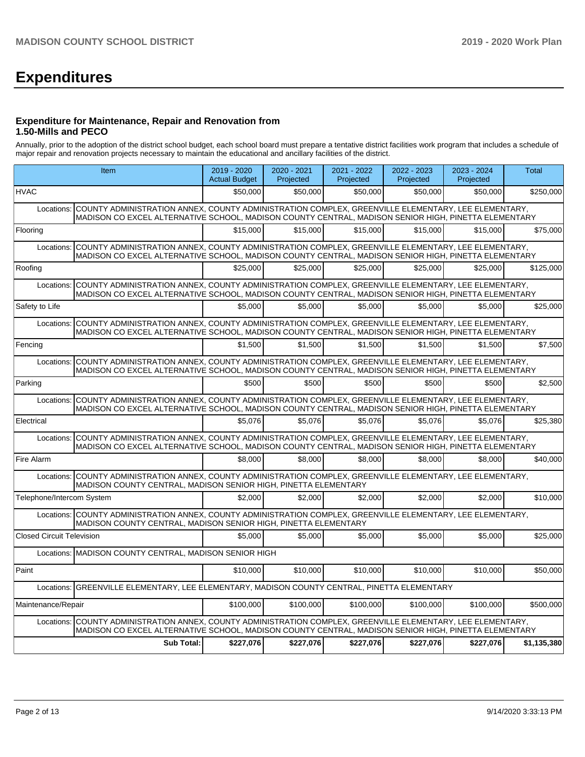# Expenditures

### Expenditure for Maintenance, Repair and Renovation from 1.50-Mills and PECO

Annually, prior to the adoption of the district school budget, each school board must prepare a tentative district facilities work program that includes a schedule of major repair and renovation projects necessary to maintain the educational and ancillary facilities of the district.

| Item | 2019 - 2020 Actual Budget | 2020 - 2021 Projected | 2021 - 2022 Projected | 2022 - 2023 Projected | 2023 - 2024 Projected | Total |
|---|---|---|---|---|---|---|
| HVAC | $50,000 | $50,000 | $50,000 | $50,000 | $50,000 | $250,000 |
| Locations: COUNTY ADMINISTRATION ANNEX, COUNTY ADMINISTRATION COMPLEX, GREENVILLE ELEMENTARY, LEE ELEMENTARY, MADISON CO EXCEL ALTERNATIVE SCHOOL, MADISON COUNTY CENTRAL, MADISON SENIOR HIGH, PINETTA ELEMENTARY | | | | | | |
| Flooring | $15,000 | $15,000 | $15,000 | $15,000 | $15,000 | $75,000 |
| Locations: COUNTY ADMINISTRATION ANNEX, COUNTY ADMINISTRATION COMPLEX, GREENVILLE ELEMENTARY, LEE ELEMENTARY, MADISON CO EXCEL ALTERNATIVE SCHOOL, MADISON COUNTY CENTRAL, MADISON SENIOR HIGH, PINETTA ELEMENTARY | | | | | | |
| Roofing | $25,000 | $25,000 | $25,000 | $25,000 | $25,000 | $125,000 |
| Locations: COUNTY ADMINISTRATION ANNEX, COUNTY ADMINISTRATION COMPLEX, GREENVILLE ELEMENTARY, LEE ELEMENTARY, MADISON CO EXCEL ALTERNATIVE SCHOOL, MADISON COUNTY CENTRAL, MADISON SENIOR HIGH, PINETTA ELEMENTARY | | | | | | |
| Safety to Life | $5,000 | $5,000 | $5,000 | $5,000 | $5,000 | $25,000 |
| Locations: COUNTY ADMINISTRATION ANNEX, COUNTY ADMINISTRATION COMPLEX, GREENVILLE ELEMENTARY, LEE ELEMENTARY, MADISON CO EXCEL ALTERNATIVE SCHOOL, MADISON COUNTY CENTRAL, MADISON SENIOR HIGH, PINETTA ELEMENTARY | | | | | | |
| Fencing | $1,500 | $1,500 | $1,500 | $1,500 | $1,500 | $7,500 |
| Locations: COUNTY ADMINISTRATION ANNEX, COUNTY ADMINISTRATION COMPLEX, GREENVILLE ELEMENTARY, LEE ELEMENTARY, MADISON CO EXCEL ALTERNATIVE SCHOOL, MADISON COUNTY CENTRAL, MADISON SENIOR HIGH, PINETTA ELEMENTARY | | | | | | |
| Parking | $500 | $500 | $500 | $500 | $500 | $2,500 |
| Locations: COUNTY ADMINISTRATION ANNEX, COUNTY ADMINISTRATION COMPLEX, GREENVILLE ELEMENTARY, LEE ELEMENTARY, MADISON CO EXCEL ALTERNATIVE SCHOOL, MADISON COUNTY CENTRAL, MADISON SENIOR HIGH, PINETTA ELEMENTARY | | | | | | |
| Electrical | $5,076 | $5,076 | $5,076 | $5,076 | $5,076 | $25,380 |
| Locations: COUNTY ADMINISTRATION ANNEX, COUNTY ADMINISTRATION COMPLEX, GREENVILLE ELEMENTARY, LEE ELEMENTARY, MADISON CO EXCEL ALTERNATIVE SCHOOL, MADISON COUNTY CENTRAL, MADISON SENIOR HIGH, PINETTA ELEMENTARY | | | | | | |
| Fire Alarm | $8,000 | $8,000 | $8,000 | $8,000 | $8,000 | $40,000 |
| Locations: COUNTY ADMINISTRATION ANNEX, COUNTY ADMINISTRATION COMPLEX, GREENVILLE ELEMENTARY, LEE ELEMENTARY, MADISON COUNTY CENTRAL, MADISON SENIOR HIGH, PINETTA ELEMENTARY | | | | | | |
| Telephone/Intercom System | $2,000 | $2,000 | $2,000 | $2,000 | $2,000 | $10,000 |
| Locations: COUNTY ADMINISTRATION ANNEX, COUNTY ADMINISTRATION COMPLEX, GREENVILLE ELEMENTARY, LEE ELEMENTARY, MADISON COUNTY CENTRAL, MADISON SENIOR HIGH, PINETTA ELEMENTARY | | | | | | |
| Closed Circuit Television | $5,000 | $5,000 | $5,000 | $5,000 | $5,000 | $25,000 |
| Locations: MADISON COUNTY CENTRAL, MADISON SENIOR HIGH | | | | | | |
| Paint | $10,000 | $10,000 | $10,000 | $10,000 | $10,000 | $50,000 |
| Locations: GREENVILLE ELEMENTARY, LEE ELEMENTARY, MADISON COUNTY CENTRAL, PINETTA ELEMENTARY | | | | | | |
| Maintenance/Repair | $100,000 | $100,000 | $100,000 | $100,000 | $100,000 | $500,000 |
| Locations: COUNTY ADMINISTRATION ANNEX, COUNTY ADMINISTRATION COMPLEX, GREENVILLE ELEMENTARY, LEE ELEMENTARY, MADISON CO EXCEL ALTERNATIVE SCHOOL, MADISON COUNTY CENTRAL, MADISON SENIOR HIGH, PINETTA ELEMENTARY | | | | | | |
| **Sub Total:** | **$227,076** | **$227,076** | **$227,076** | **$227,076** | **$227,076** | **$1,135,380** |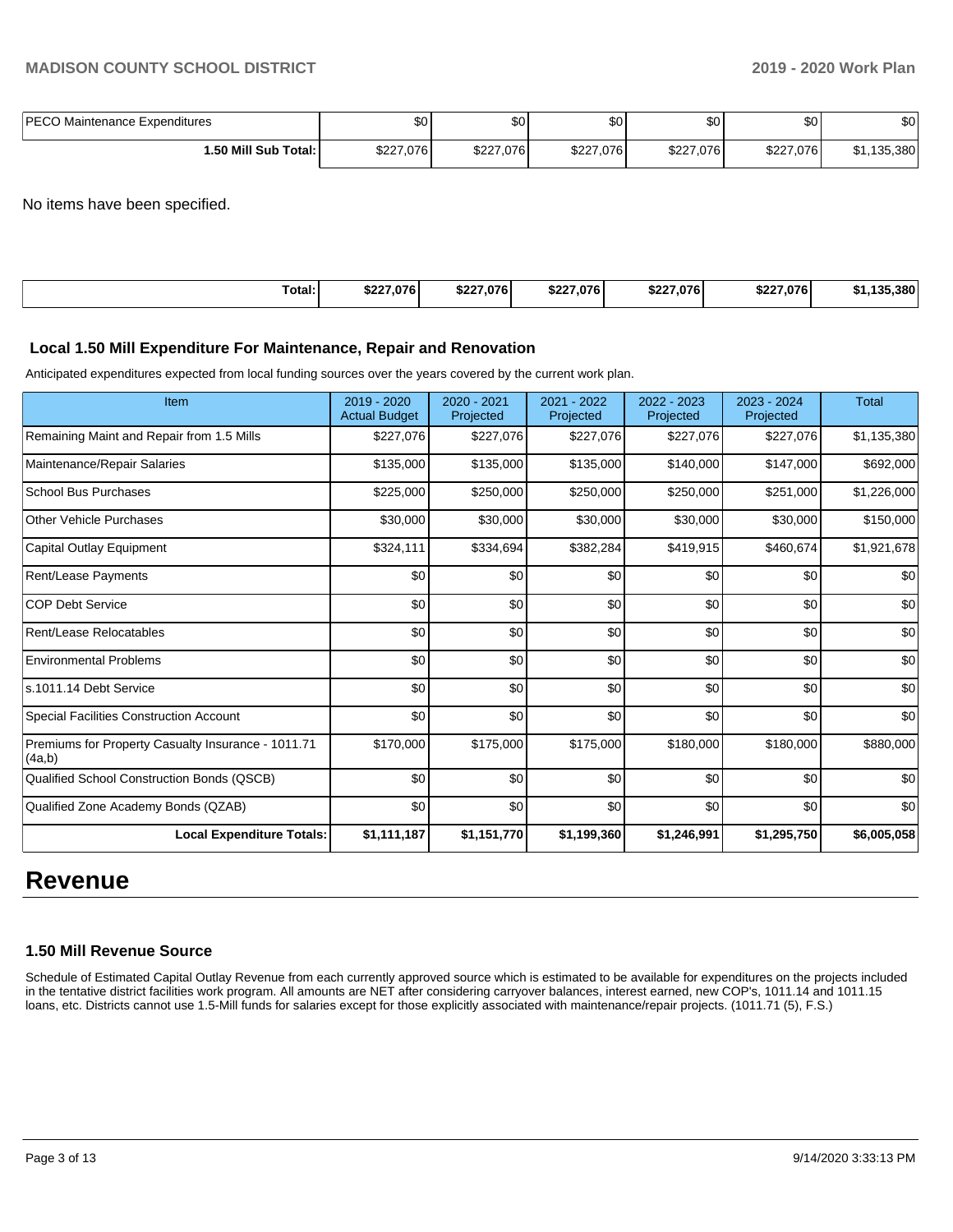| | | | | | | |
|---|---|---|---|---|---|---|
| PECO Maintenance Expenditures | $0 | $0 | $0 | $0 | $0 | $0 |
| **1.50 Mill Sub Total:** | $227,076 | $227,076 | $227,076 | $227,076 | $227,076 | $1,135,380 |

No items have been specified.

| | | | | | | |
|---|---|---|---|---|---|---|
| **Total:** | **$227,076** | **$227,076** | **$227,076** | **$227,076** | **$227,076** | **$1,135,380** |

### Local 1.50 Mill Expenditure For Maintenance, Repair and Renovation

Anticipated expenditures expected from local funding sources over the years covered by the current work plan.

| Item | 2019 - 2020 Actual Budget | 2020 - 2021 Projected | 2021 - 2022 Projected | 2022 - 2023 Projected | 2023 - 2024 Projected | Total |
|---|---|---|---|---|---|---|
| Remaining Maint and Repair from 1.5 Mills | $227,076 | $227,076 | $227,076 | $227,076 | $227,076 | $1,135,380 |
| Maintenance/Repair Salaries | $135,000 | $135,000 | $135,000 | $140,000 | $147,000 | $692,000 |
| School Bus Purchases | $225,000 | $250,000 | $250,000 | $250,000 | $251,000 | $1,226,000 |
| Other Vehicle Purchases | $30,000 | $30,000 | $30,000 | $30,000 | $30,000 | $150,000 |
| Capital Outlay Equipment | $324,111 | $334,694 | $382,284 | $419,915 | $460,674 | $1,921,678 |
| Rent/Lease Payments | $0 | $0 | $0 | $0 | $0 | $0 |
| COP Debt Service | $0 | $0 | $0 | $0 | $0 | $0 |
| Rent/Lease Relocatables | $0 | $0 | $0 | $0 | $0 | $0 |
| Environmental Problems | $0 | $0 | $0 | $0 | $0 | $0 |
| s.1011.14 Debt Service | $0 | $0 | $0 | $0 | $0 | $0 |
| Special Facilities Construction Account | $0 | $0 | $0 | $0 | $0 | $0 |
| Premiums for Property Casualty Insurance - 1011.71 (4a,b) | $170,000 | $175,000 | $175,000 | $180,000 | $180,000 | $880,000 |
| Qualified School Construction Bonds (QSCB) | $0 | $0 | $0 | $0 | $0 | $0 |
| Qualified Zone Academy Bonds (QZAB) | $0 | $0 | $0 | $0 | $0 | $0 |
| **Local Expenditure Totals:** | **$1,111,187** | **$1,151,770** | **$1,199,360** | **$1,246,991** | **$1,295,750** | **$6,005,058** |

# Revenue

### 1.50 Mill Revenue Source

Schedule of Estimated Capital Outlay Revenue from each currently approved source which is estimated to be available for expenditures on the projects included in the tentative district facilities work program. All amounts are NET after considering carryover balances, interest earned, new COP's, 1011.14 and 1011.15 loans, etc. Districts cannot use 1.5-Mill funds for salaries except for those explicitly associated with maintenance/repair projects. (1011.71 (5), F.S.)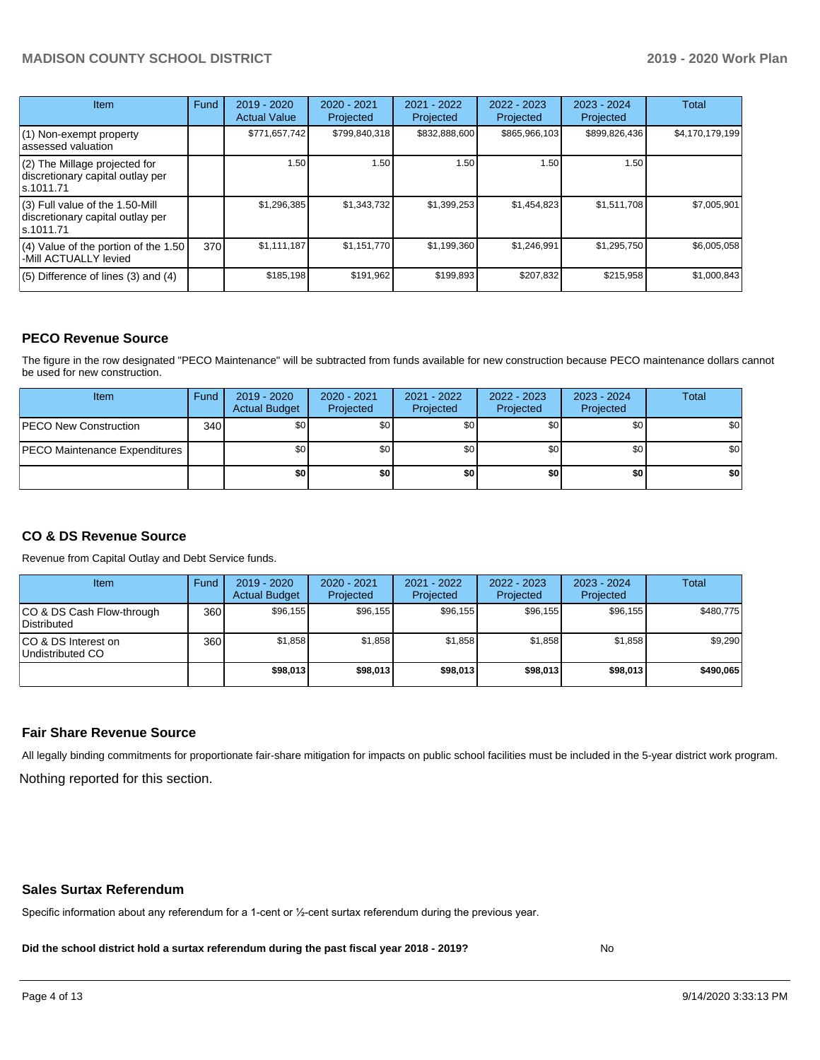| Item | Fund | 2019 - 2020 Actual Value | 2020 - 2021 Projected | 2021 - 2022 Projected | 2022 - 2023 Projected | 2023 - 2024 Projected | Total |
|---|---|---|---|---|---|---|---|
| (1) Non-exempt property assessed valuation | | $771,657,742 | $799,840,318 | $832,888,600 | $865,966,103 | $899,826,436 | $4,170,179,199 |
| (2) The Millage projected for discretionary capital outlay per s.1011.71 | | 1.50 | 1.50 | 1.50 | 1.50 | 1.50 | |
| (3) Full value of the 1.50-Mill discretionary capital outlay per s.1011.71 | | $1,296,385 | $1,343,732 | $1,399,253 | $1,454,823 | $1,511,708 | $7,005,901 |
| (4) Value of the portion of the 1.50 -Mill ACTUALLY levied | 370 | $1,111,187 | $1,151,770 | $1,199,360 | $1,246,991 | $1,295,750 | $6,005,058 |
| (5) Difference of lines (3) and (4) | | $185,198 | $191,962 | $199,893 | $207,832 | $215,958 | $1,000,843 |

## PECO Revenue Source

The figure in the row designated "PECO Maintenance" will be subtracted from funds available for new construction because PECO maintenance dollars cannot be used for new construction.

| Item | Fund | 2019 - 2020 Actual Budget | 2020 - 2021 Projected | 2021 - 2022 Projected | 2022 - 2023 Projected | 2023 - 2024 Projected | Total |
|---|---|---|---|---|---|---|---|
| PECO New Construction | 340 | $0 | $0 | $0 | $0 | $0 | $0 |
| PECO Maintenance Expenditures | | $0 | $0 | $0 | $0 | $0 | $0 |
| | | **$0** | **$0** | **$0** | **$0** | **$0** | **$0** |

## CO & DS Revenue Source

Revenue from Capital Outlay and Debt Service funds.

| Item | Fund | 2019 - 2020 Actual Budget | 2020 - 2021 Projected | 2021 - 2022 Projected | 2022 - 2023 Projected | 2023 - 2024 Projected | Total |
|---|---|---|---|---|---|---|---|
| CO & DS Cash Flow-through Distributed | 360 | $96,155 | $96,155 | $96,155 | $96,155 | $96,155 | $480,775 |
| CO & DS Interest on Undistributed CO | 360 | $1,858 | $1,858 | $1,858 | $1,858 | $1,858 | $9,290 |
| | | **$98,013** | **$98,013** | **$98,013** | **$98,013** | **$98,013** | **$490,065** |

## Fair Share Revenue Source

All legally binding commitments for proportionate fair-share mitigation for impacts on public school facilities must be included in the 5-year district work program.

Nothing reported for this section.

## Sales Surtax Referendum

Specific information about any referendum for a 1-cent or ½-cent surtax referendum during the previous year.

**Did the school district hold a surtax referendum during the past fiscal year 2018 - 2019?** No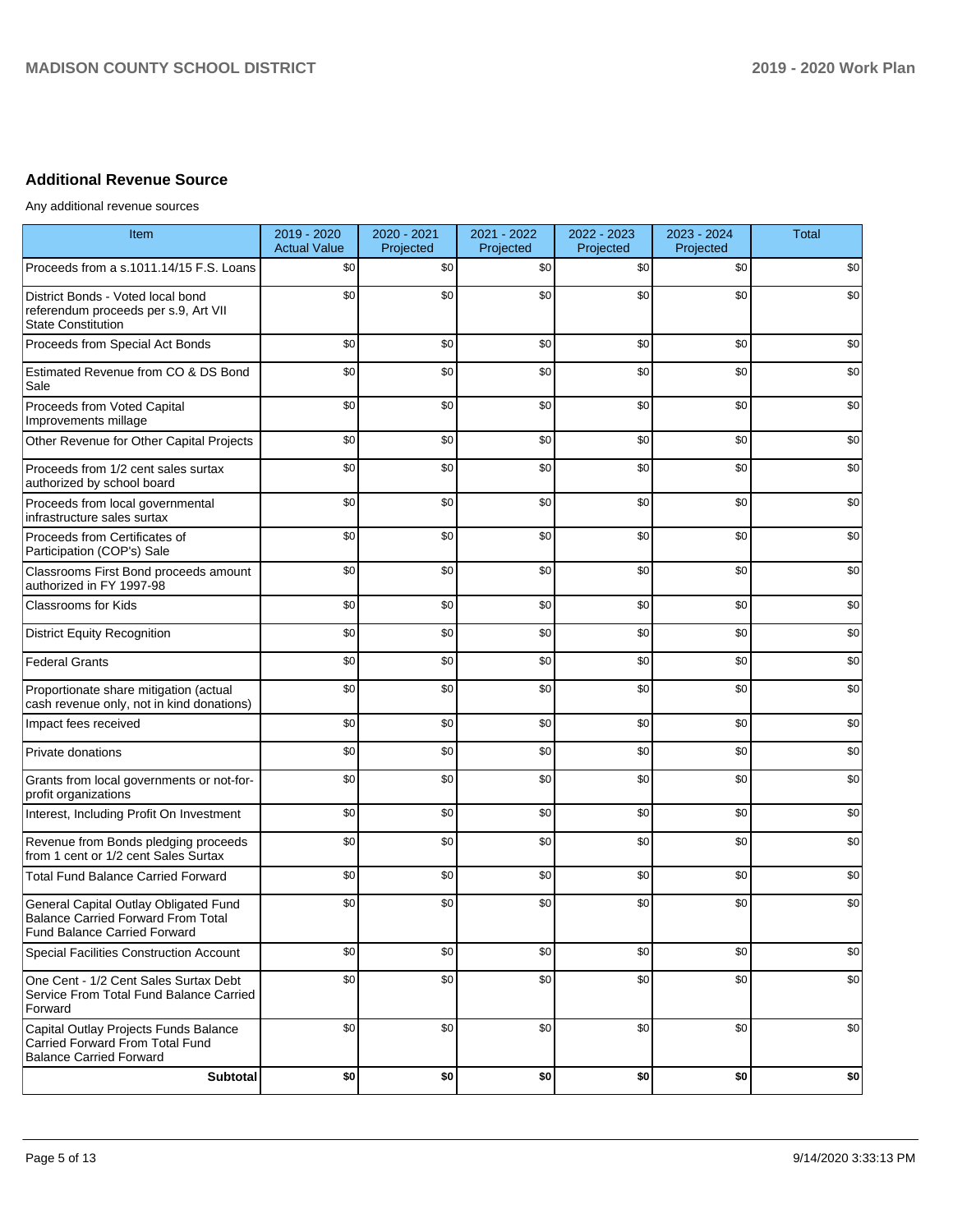## Additional Revenue Source

Any additional revenue sources

| Item | 2019 - 2020 Actual Value | 2020 - 2021 Projected | 2021 - 2022 Projected | 2022 - 2023 Projected | 2023 - 2024 Projected | Total |
|---|---|---|---|---|---|---|
| Proceeds from a s.1011.14/15 F.S. Loans | $0 | $0 | $0 | $0 | $0 | $0 |
| District Bonds - Voted local bond referendum proceeds per s.9, Art VII State Constitution | $0 | $0 | $0 | $0 | $0 | $0 |
| Proceeds from Special Act Bonds | $0 | $0 | $0 | $0 | $0 | $0 |
| Estimated Revenue from CO & DS Bond Sale | $0 | $0 | $0 | $0 | $0 | $0 |
| Proceeds from Voted Capital Improvements millage | $0 | $0 | $0 | $0 | $0 | $0 |
| Other Revenue for Other Capital Projects | $0 | $0 | $0 | $0 | $0 | $0 |
| Proceeds from 1/2 cent sales surtax authorized by school board | $0 | $0 | $0 | $0 | $0 | $0 |
| Proceeds from local governmental infrastructure sales surtax | $0 | $0 | $0 | $0 | $0 | $0 |
| Proceeds from Certificates of Participation (COP's) Sale | $0 | $0 | $0 | $0 | $0 | $0 |
| Classrooms First Bond proceeds amount authorized in FY 1997-98 | $0 | $0 | $0 | $0 | $0 | $0 |
| Classrooms for Kids | $0 | $0 | $0 | $0 | $0 | $0 |
| District Equity Recognition | $0 | $0 | $0 | $0 | $0 | $0 |
| Federal Grants | $0 | $0 | $0 | $0 | $0 | $0 |
| Proportionate share mitigation (actual cash revenue only, not in kind donations) | $0 | $0 | $0 | $0 | $0 | $0 |
| Impact fees received | $0 | $0 | $0 | $0 | $0 | $0 |
| Private donations | $0 | $0 | $0 | $0 | $0 | $0 |
| Grants from local governments or not-for-profit organizations | $0 | $0 | $0 | $0 | $0 | $0 |
| Interest, Including Profit On Investment | $0 | $0 | $0 | $0 | $0 | $0 |
| Revenue from Bonds pledging proceeds from 1 cent or 1/2 cent Sales Surtax | $0 | $0 | $0 | $0 | $0 | $0 |
| Total Fund Balance Carried Forward | $0 | $0 | $0 | $0 | $0 | $0 |
| General Capital Outlay Obligated Fund Balance Carried Forward From Total Fund Balance Carried Forward | $0 | $0 | $0 | $0 | $0 | $0 |
| Special Facilities Construction Account | $0 | $0 | $0 | $0 | $0 | $0 |
| One Cent - 1/2 Cent Sales Surtax Debt Service From Total Fund Balance Carried Forward | $0 | $0 | $0 | $0 | $0 | $0 |
| Capital Outlay Projects Funds Balance Carried Forward From Total Fund Balance Carried Forward | $0 | $0 | $0 | $0 | $0 | $0 |
| **Subtotal** | **$0** | **$0** | **$0** | **$0** | **$0** | **$0** |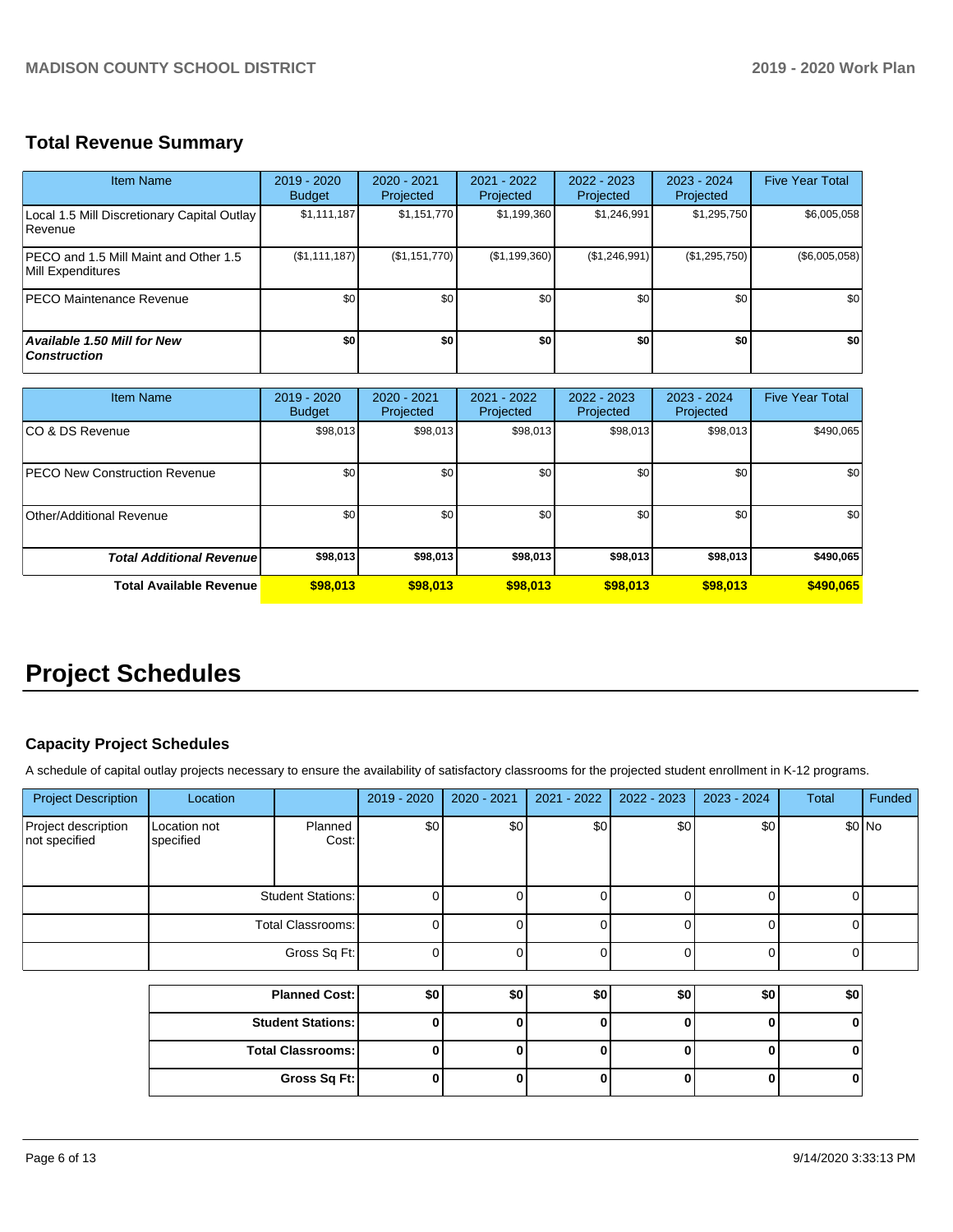## Total Revenue Summary

| Item Name | 2019 - 2020 Budget | 2020 - 2021 Projected | 2021 - 2022 Projected | 2022 - 2023 Projected | 2023 - 2024 Projected | Five Year Total |
|---|---|---|---|---|---|---|
| Local 1.5 Mill Discretionary Capital Outlay Revenue | $1,111,187 | $1,151,770 | $1,199,360 | $1,246,991 | $1,295,750 | $6,005,058 |
| PECO and 1.5 Mill Maint and Other 1.5 Mill Expenditures | ($1,111,187) | ($1,151,770) | ($1,199,360) | ($1,246,991) | ($1,295,750) | ($6,005,058) |
| PECO Maintenance Revenue | $0 | $0 | $0 | $0 | $0 | $0 |
| ***Available 1.50 Mill for New Construction*** | **$0** | **$0** | **$0** | **$0** | **$0** | **$0** |

| Item Name | 2019 - 2020 Budget | 2020 - 2021 Projected | 2021 - 2022 Projected | 2022 - 2023 Projected | 2023 - 2024 Projected | Five Year Total |
|---|---|---|---|---|---|---|
| CO & DS Revenue | $98,013 | $98,013 | $98,013 | $98,013 | $98,013 | $490,065 |
| PECO New Construction Revenue | $0 | $0 | $0 | $0 | $0 | $0 |
| Other/Additional Revenue | $0 | $0 | $0 | $0 | $0 | $0 |
| ***Total Additional Revenue*** | **$98,013** | **$98,013** | **$98,013** | **$98,013** | **$98,013** | **$490,065** |
| **Total Available Revenue** | **$98,013** | **$98,013** | **$98,013** | **$98,013** | **$98,013** | **$490,065** |

# Project Schedules

### Capacity Project Schedules

A schedule of capital outlay projects necessary to ensure the availability of satisfactory classrooms for the projected student enrollment in K-12 programs.

| Project Description | Location | | 2019 - 2020 | 2020 - 2021 | 2021 - 2022 | 2022 - 2023 | 2023 - 2024 | Total | Funded |
|---|---|---|---|---|---|---|---|---|---|
| Project description not specified | Location not specified | Planned Cost: | $0 | $0 | $0 | $0 | $0 | $0 | No |
| | | Student Stations: | 0 | 0 | 0 | 0 | 0 | 0 | |
| | | Total Classrooms: | 0 | 0 | 0 | 0 | 0 | 0 | |
| | | Gross Sq Ft: | 0 | 0 | 0 | 0 | 0 | 0 | |

| | 2019 - 2020 | 2020 - 2021 | 2021 - 2022 | 2022 - 2023 | 2023 - 2024 | Total |
|---|---|---|---|---|---|---|
| **Planned Cost:** | **$0** | **$0** | **$0** | **$0** | **$0** | **$0** |
| **Student Stations:** | **0** | **0** | **0** | **0** | **0** | **0** |
| **Total Classrooms:** | **0** | **0** | **0** | **0** | **0** | **0** |
| **Gross Sq Ft:** | **0** | **0** | **0** | **0** | **0** | **0** |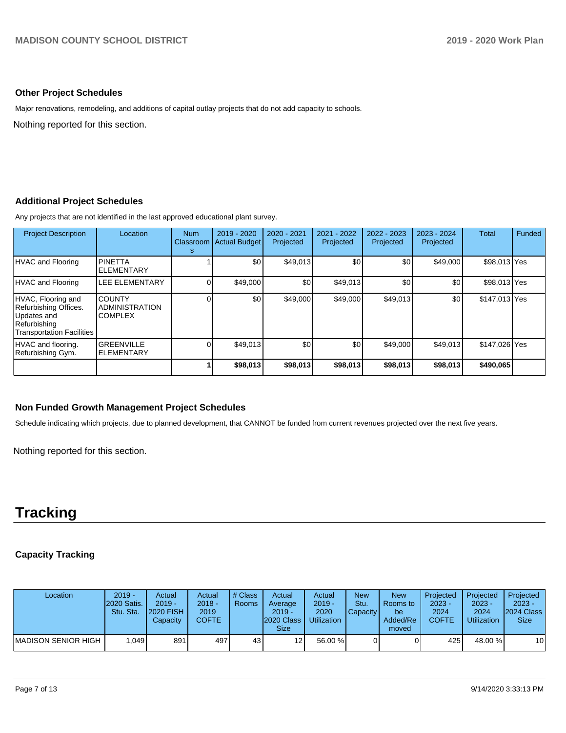### Other Project Schedules

Major renovations, remodeling, and additions of capital outlay projects that do not add capacity to schools.

Nothing reported for this section.

### Additional Project Schedules

Any projects that are not identified in the last approved educational plant survey.

| Project Description | Location | Num Classrooms | 2019 - 2020 Actual Budget | 2020 - 2021 Projected | 2021 - 2022 Projected | 2022 - 2023 Projected | 2023 - 2024 Projected | Total | Funded |
|---|---|---|---|---|---|---|---|---|---|
| HVAC and Flooring | PINETTA ELEMENTARY | 1 | $0 | $49,013 | $0 | $0 | $49,000 | $98,013 | Yes |
| HVAC and Flooring | LEE ELEMENTARY | 0 | $49,000 | $0 | $49,013 | $0 | $0 | $98,013 | Yes |
| HVAC, Flooring and Refurbishing Offices. Updates and Refurbishing Transportation Facilities | COUNTY ADMINISTRATION COMPLEX | 0 | $0 | $49,000 | $49,000 | $49,013 | $0 | $147,013 | Yes |
| HVAC and flooring. Refurbishing Gym. | GREENVILLE ELEMENTARY | 0 | $49,013 | $0 | $0 | $49,000 | $49,013 | $147,026 | Yes |
| | | **1** | **$98,013** | **$98,013** | **$98,013** | **$98,013** | **$98,013** | **$490,065** | |

### Non Funded Growth Management Project Schedules

Schedule indicating which projects, due to planned development, that CANNOT be funded from current revenues projected over the next five years.

Nothing reported for this section.

# Tracking

### Capacity Tracking

| Location | 2019 - 2020 Satis. Stu. Sta. | Actual 2019 - 2020 FISH Capacity | Actual 2018 - 2019 COFTE | # Class Rooms | Actual Average 2019 - 2020 Class Size | Actual 2019 - 2020 Utilization | New Stu. Capacity | New Rooms to be Added/Removed | Projected 2023 - 2024 COFTE | Projected 2023 - 2024 Utilization | Projected 2023 - 2024 Class Size |
|---|---|---|---|---|---|---|---|---|---|---|---|
| MADISON SENIOR HIGH | 1,049 | 891 | 497 | 43 | 12 | 56.00 % | 0 | 0 | 425 | 48.00 % | 10 |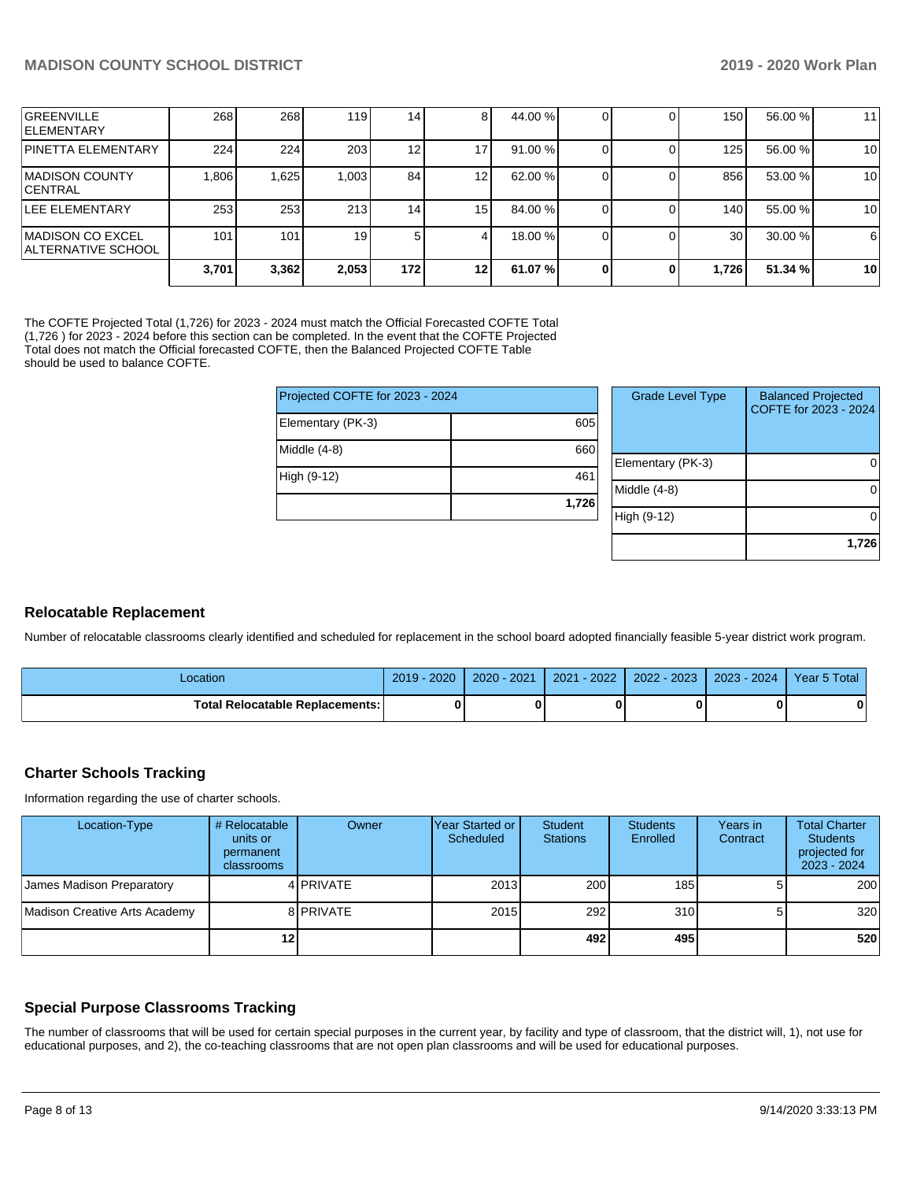| | | | | | | | | | | | |
|---|---|---|---|---|---|---|---|---|---|---|---|
| GREENVILLE ELEMENTARY | 268 | 268 | 119 | 14 | 8 | 44.00 % | 0 | 0 | 150 | 56.00 % | 11 |
| PINETTA ELEMENTARY | 224 | 224 | 203 | 12 | 17 | 91.00 % | 0 | 0 | 125 | 56.00 % | 10 |
| MADISON COUNTY CENTRAL | 1,806 | 1,625 | 1,003 | 84 | 12 | 62.00 % | 0 | 0 | 856 | 53.00 % | 10 |
| LEE ELEMENTARY | 253 | 253 | 213 | 14 | 15 | 84.00 % | 0 | 0 | 140 | 55.00 % | 10 |
| MADISON CO EXCEL ALTERNATIVE SCHOOL | 101 | 101 | 19 | 5 | 4 | 18.00 % | 0 | 0 | 30 | 30.00 % | 6 |
| | **3,701** | **3,362** | **2,053** | **172** | **12** | **61.07 %** | **0** | **0** | **1,726** | **51.34 %** | **10** |

The COFTE Projected Total (1,726) for 2023 - 2024 must match the Official Forecasted COFTE Total (1,726 ) for 2023 - 2024 before this section can be completed. In the event that the COFTE Projected Total does not match the Official forecasted COFTE, then the Balanced Projected COFTE Table should be used to balance COFTE.

| Projected COFTE for 2023 - 2024 | |
|---|---|
| Elementary (PK-3) | 605 |
| Middle (4-8) | 660 |
| High (9-12) | 461 |
| | **1,726** |

| Grade Level Type | Balanced Projected COFTE for 2023 - 2024 |
|---|---|
| Elementary (PK-3) | 0 |
| Middle (4-8) | 0 |
| High (9-12) | 0 |
| | **1,726** |

## Relocatable Replacement

Number of relocatable classrooms clearly identified and scheduled for replacement in the school board adopted financially feasible 5-year district work program.

| Location | 2019 - 2020 | 2020 - 2021 | 2021 - 2022 | 2022 - 2023 | 2023 - 2024 | Year 5 Total |
|---|---|---|---|---|---|---|
| **Total Relocatable Replacements:** | **0** | **0** | **0** | **0** | **0** | **0** |

## Charter Schools Tracking

Information regarding the use of charter schools.

| Location-Type | # Relocatable units or permanent classrooms | Owner | Year Started or Scheduled | Student Stations | Students Enrolled | Years in Contract | Total Charter Students projected for 2023 - 2024 |
|---|---|---|---|---|---|---|---|
| James Madison Preparatory | 4 | PRIVATE | 2013 | 200 | 185 | 5 | 200 |
| Madison Creative Arts Academy | 8 | PRIVATE | 2015 | 292 | 310 | 5 | 320 |
| | **12** | | | **492** | **495** | | **520** |

## Special Purpose Classrooms Tracking

The number of classrooms that will be used for certain special purposes in the current year, by facility and type of classroom, that the district will, 1), not use for educational purposes, and 2), the co-teaching classrooms that are not open plan classrooms and will be used for educational purposes.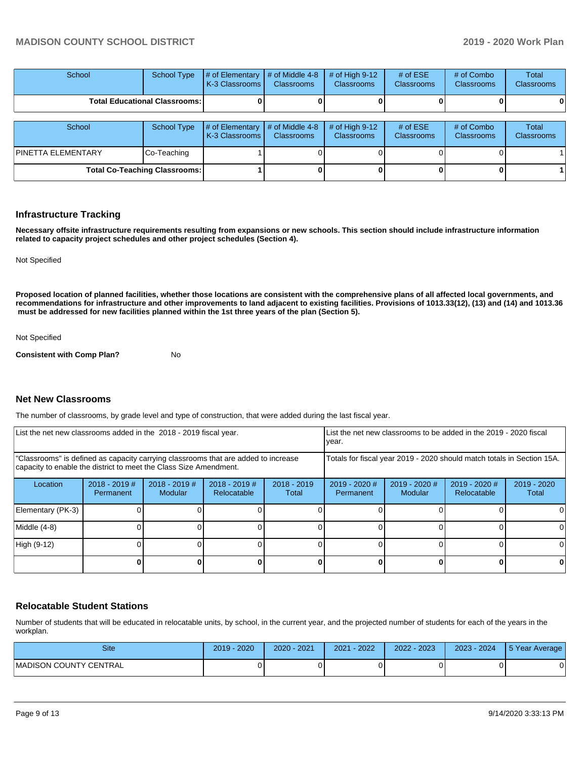| School | School Type | # of Elementary K-3 Classrooms | # of Middle 4-8 Classrooms | # of High 9-12 Classrooms | # of ESE Classrooms | # of Combo Classrooms | Total Classrooms |
|---|---|---|---|---|---|---|---|
| Total Educational Classrooms: | | 0 | 0 | 0 | 0 | 0 | 0 |

| School | School Type | # of Elementary K-3 Classrooms | # of Middle 4-8 Classrooms | # of High 9-12 Classrooms | # of ESE Classrooms | # of Combo Classrooms | Total Classrooms |
|---|---|---|---|---|---|---|---|
| PINETTA ELEMENTARY | Co-Teaching | 1 | 0 | 0 | 0 | 0 | 1 |
| Total Co-Teaching Classrooms: | | 1 | 0 | 0 | 0 | 0 | 1 |

## Infrastructure Tracking

**Necessary offsite infrastructure requirements resulting from expansions or new schools. This section should include infrastructure information related to capacity project schedules and other project schedules (Section 4).**

Not Specified

**Proposed location of planned facilities, whether those locations are consistent with the comprehensive plans of all affected local governments, and recommendations for infrastructure and other improvements to land adjacent to existing facilities. Provisions of 1013.33(12), (13) and (14) and 1013.36 must be addressed for new facilities planned within the 1st three years of the plan (Section 5).**

Not Specified

**Consistent with Comp Plan?** No

## Net New Classrooms

The number of classrooms, by grade level and type of construction, that were added during the last fiscal year.

| List the net new classrooms added in the 2018 - 2019 fiscal year. | | | | List the net new classrooms to be added in the 2019 - 2020 fiscal year. | | | |
|---|---|---|---|---|---|---|---|
| "Classrooms" is defined as capacity carrying classrooms that are added to increase capacity to enable the district to meet the Class Size Amendment. | | | | Totals for fiscal year 2019 - 2020 should match totals in Section 15A. | | | |
| Location | 2018 - 2019 # Permanent | 2018 - 2019 # Modular | 2018 - 2019 # Relocatable | 2018 - 2019 Total | 2019 - 2020 # Permanent | 2019 - 2020 # Modular | 2019 - 2020 # Relocatable | 2019 - 2020 Total |
| Elementary (PK-3) | 0 | 0 | 0 | 0 | 0 | 0 | 0 | 0 |
| Middle (4-8) | 0 | 0 | 0 | 0 | 0 | 0 | 0 | 0 |
| High (9-12) | 0 | 0 | 0 | 0 | 0 | 0 | 0 | 0 |
| | 0 | 0 | 0 | 0 | 0 | 0 | 0 | 0 |

## Relocatable Student Stations

Number of students that will be educated in relocatable units, by school, in the current year, and the projected number of students for each of the years in the workplan.

| Site | 2019 - 2020 | 2020 - 2021 | 2021 - 2022 | 2022 - 2023 | 2023 - 2024 | 5 Year Average |
|---|---|---|---|---|---|---|
| MADISON COUNTY CENTRAL | 0 | 0 | 0 | 0 | 0 | 0 |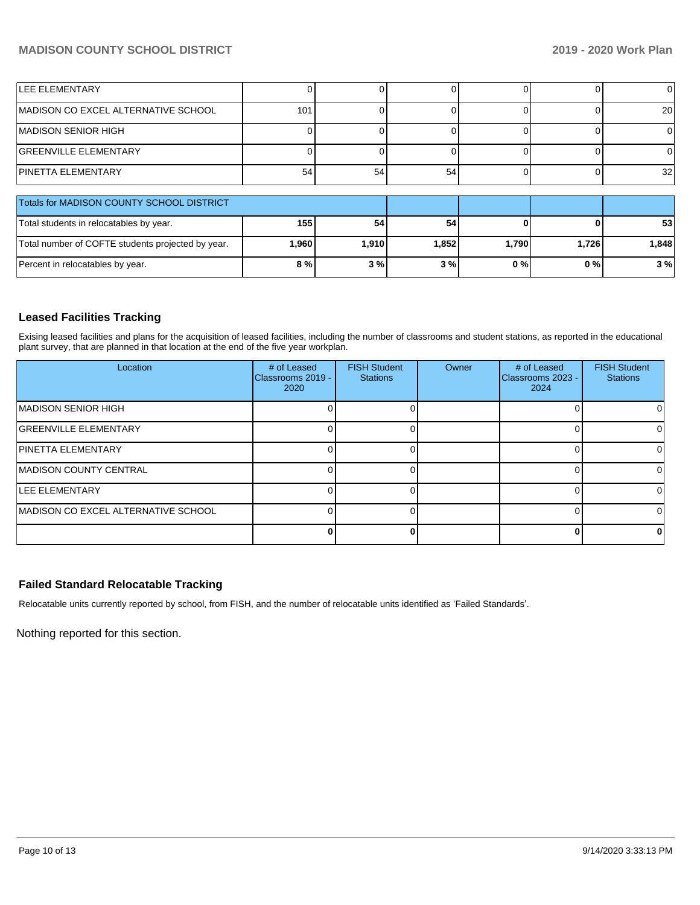| | | | | | | |
|---|---|---|---|---|---|---|
| LEE ELEMENTARY | 0 | 0 | 0 | 0 | 0 | 0 |
| MADISON CO EXCEL ALTERNATIVE SCHOOL | 101 | 0 | 0 | 0 | 0 | 20 |
| MADISON SENIOR HIGH | 0 | 0 | 0 | 0 | 0 | 0 |
| GREENVILLE ELEMENTARY | 0 | 0 | 0 | 0 | 0 | 0 |
| PINETTA ELEMENTARY | 54 | 54 | 54 | 0 | 0 | 32 |

| Totals for MADISON COUNTY SCHOOL DISTRICT | | | | | | |
|---|---|---|---|---|---|---|
| Total students in relocatables by year. | **155** | **54** | **54** | **0** | **0** | **53** |
| Total number of COFTE students projected by year. | **1,960** | **1,910** | **1,852** | **1,790** | **1,726** | **1,848** |
| Percent in relocatables by year. | **8 %** | **3 %** | **3 %** | **0 %** | **0 %** | **3 %** |

## Leased Facilities Tracking

Exising leased facilities and plans for the acquisition of leased facilities, including the number of classrooms and student stations, as reported in the educational plant survey, that are planned in that location at the end of the five year workplan.

| Location | # of Leased Classrooms 2019 - 2020 | FISH Student Stations | Owner | # of Leased Classrooms 2023 - 2024 | FISH Student Stations |
|---|---|---|---|---|---|
| MADISON SENIOR HIGH | 0 | 0 | | 0 | 0 |
| GREENVILLE ELEMENTARY | 0 | 0 | | 0 | 0 |
| PINETTA ELEMENTARY | 0 | 0 | | 0 | 0 |
| MADISON COUNTY CENTRAL | 0 | 0 | | 0 | 0 |
| LEE ELEMENTARY | 0 | 0 | | 0 | 0 |
| MADISON CO EXCEL ALTERNATIVE SCHOOL | 0 | 0 | | 0 | 0 |
| | **0** | **0** | | **0** | **0** |

## Failed Standard Relocatable Tracking

Relocatable units currently reported by school, from FISH, and the number of relocatable units identified as 'Failed Standards'.

Nothing reported for this section.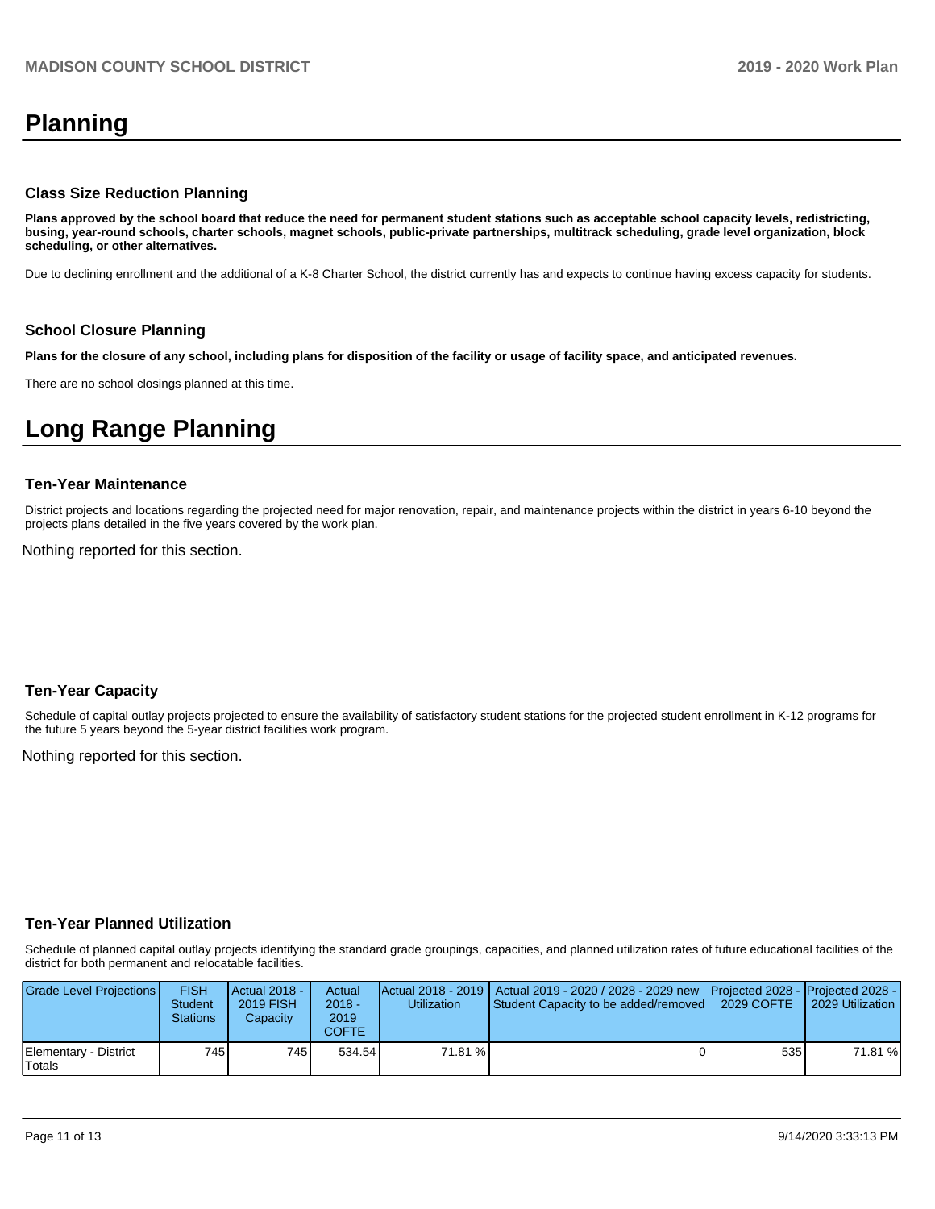# Planning

### Class Size Reduction Planning

**Plans approved by the school board that reduce the need for permanent student stations such as acceptable school capacity levels, redistricting, busing, year-round schools, charter schools, magnet schools, public-private partnerships, multitrack scheduling, grade level organization, block scheduling, or other alternatives.**

Due to declining enrollment and the additional of a K-8 Charter School, the district currently has and expects to continue having excess capacity for students.

### School Closure Planning

**Plans for the closure of any school, including plans for disposition of the facility or usage of facility space, and anticipated revenues.**

There are no school closings planned at this time.

# Long Range Planning

### Ten-Year Maintenance

District projects and locations regarding the projected need for major renovation, repair, and maintenance projects within the district in years 6-10 beyond the projects plans detailed in the five years covered by the work plan.

Nothing reported for this section.

### Ten-Year Capacity

Schedule of capital outlay projects projected to ensure the availability of satisfactory student stations for the projected student enrollment in K-12 programs for the future 5 years beyond the 5-year district facilities work program.

Nothing reported for this section.

### Ten-Year Planned Utilization

Schedule of planned capital outlay projects identifying the standard grade groupings, capacities, and planned utilization rates of future educational facilities of the district for both permanent and relocatable facilities.

| Grade Level Projections | FISH Student Stations | Actual 2018 - 2019 FISH Capacity | Actual 2018 - 2019 COFTE | Actual 2018 - 2019 Utilization | Actual 2019 - 2020 / 2028 - 2029 new Student Capacity to be added/removed | Projected 2028 - 2029 COFTE | Projected 2028 - 2029 Utilization |
|---|---|---|---|---|---|---|---|
| Elementary - District Totals | 745 | 745 | 534.54 | 71.81 % | 0 | 535 | 71.81 % |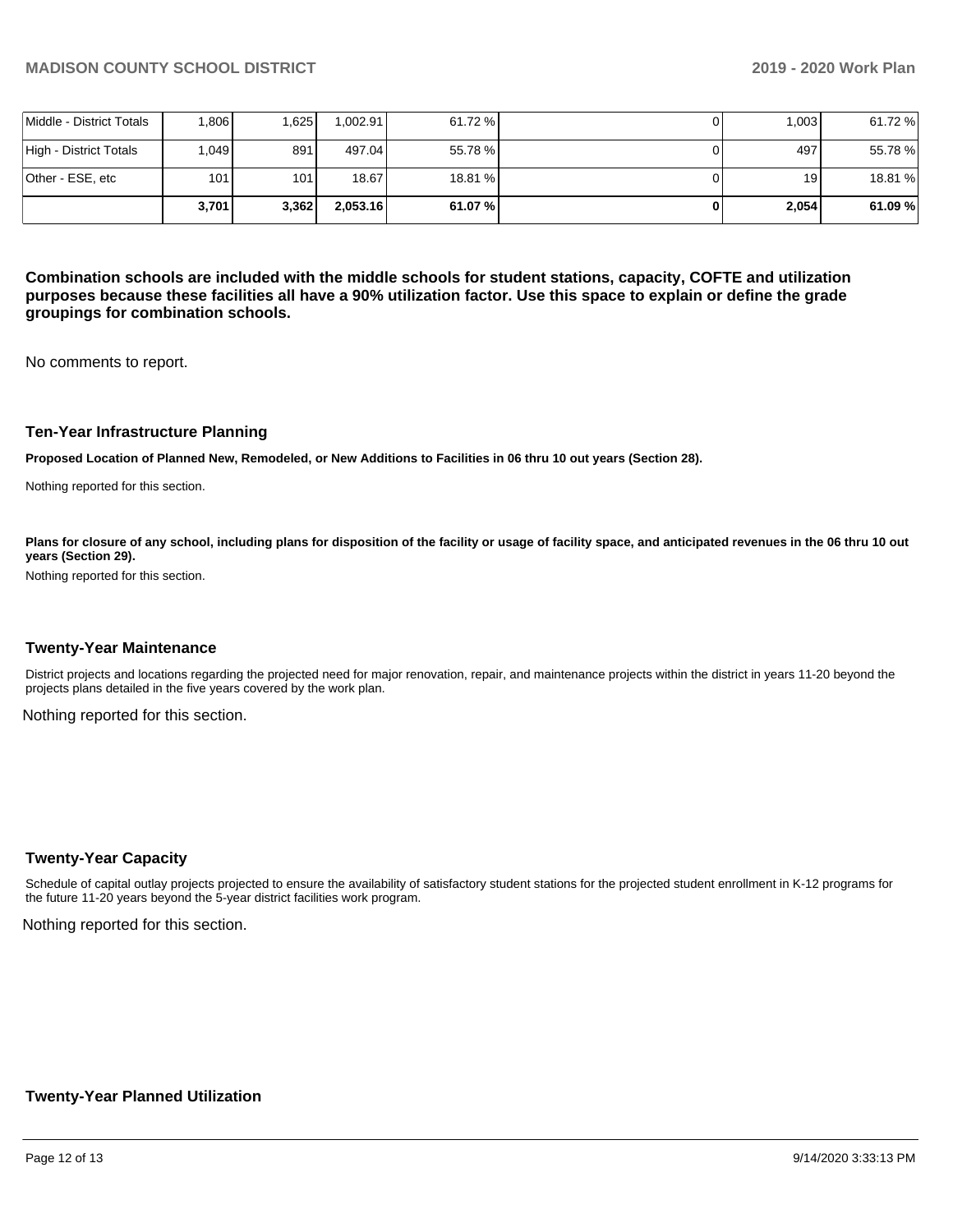| | | | | | | | |
|---|---|---|---|---|---|---|---|
| Middle - District Totals | 1,806 | 1,625 | 1,002.91 | 61.72 % | 0 | 1,003 | 61.72 % |
| High - District Totals | 1,049 | 891 | 497.04 | 55.78 % | 0 | 497 | 55.78 % |
| Other - ESE, etc | 101 | 101 | 18.67 | 18.81 % | 0 | 19 | 18.81 % |
| | **3,701** | **3,362** | **2,053.16** | **61.07 %** | **0** | **2,054** | **61.09 %** |

**Combination schools are included with the middle schools for student stations, capacity, COFTE and utilization purposes because these facilities all have a 90% utilization factor. Use this space to explain or define the grade groupings for combination schools.**

No comments to report.

### Ten-Year Infrastructure Planning

**Proposed Location of Planned New, Remodeled, or New Additions to Facilities in 06 thru 10 out years (Section 28).**

Nothing reported for this section.

**Plans for closure of any school, including plans for disposition of the facility or usage of facility space, and anticipated revenues in the 06 thru 10 out years (Section 29).**

Nothing reported for this section.

### Twenty-Year Maintenance

District projects and locations regarding the projected need for major renovation, repair, and maintenance projects within the district in years 11-20 beyond the projects plans detailed in the five years covered by the work plan.

Nothing reported for this section.

### Twenty-Year Capacity

Schedule of capital outlay projects projected to ensure the availability of satisfactory student stations for the projected student enrollment in K-12 programs for the future 11-20 years beyond the 5-year district facilities work program.

Nothing reported for this section.

### Twenty-Year Planned Utilization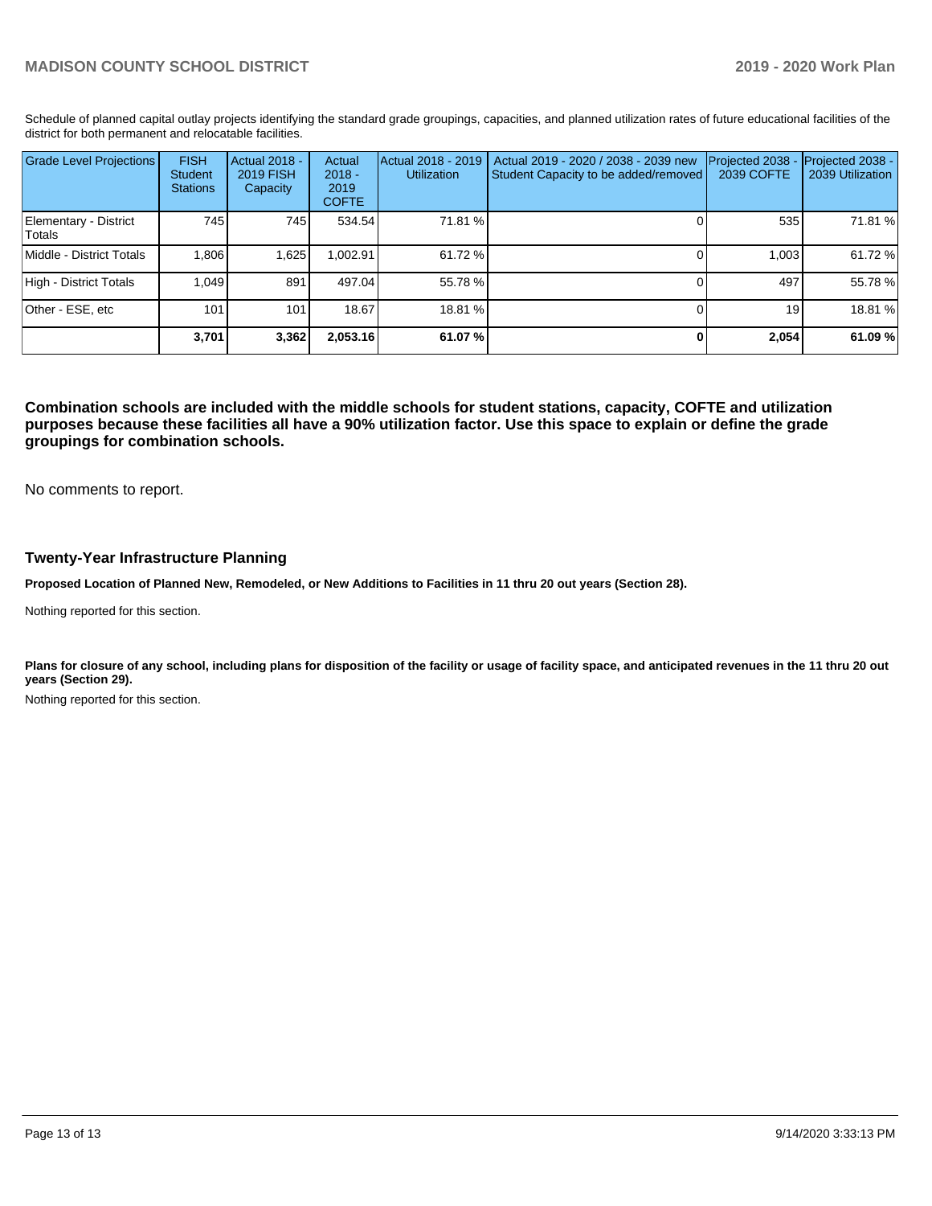Schedule of planned capital outlay projects identifying the standard grade groupings, capacities, and planned utilization rates of future educational facilities of the district for both permanent and relocatable facilities.

| Grade Level Projections | FISH Student Stations | Actual 2018 - 2019 FISH Capacity | Actual 2018 - 2019 COFTE | Actual 2018 - 2019 Utilization | Actual 2019 - 2020 / 2038 - 2039 new Student Capacity to be added/removed | Projected 2038 - 2039 COFTE | Projected 2038 - 2039 Utilization |
|---|---|---|---|---|---|---|---|
| Elementary - District Totals | 745 | 745 | 534.54 | 71.81 % | 0 | 535 | 71.81 % |
| Middle - District Totals | 1,806 | 1,625 | 1,002.91 | 61.72 % | 0 | 1,003 | 61.72 % |
| High - District Totals | 1,049 | 891 | 497.04 | 55.78 % | 0 | 497 | 55.78 % |
| Other - ESE, etc | 101 | 101 | 18.67 | 18.81 % | 0 | 19 | 18.81 % |
| | **3,701** | **3,362** | **2,053.16** | **61.07 %** | **0** | **2,054** | **61.09 %** |

**Combination schools are included with the middle schools for student stations, capacity, COFTE and utilization purposes because these facilities all have a 90% utilization factor. Use this space to explain or define the grade groupings for combination schools.**

No comments to report.

## Twenty-Year Infrastructure Planning

**Proposed Location of Planned New, Remodeled, or New Additions to Facilities in 11 thru 20 out years (Section 28).**

Nothing reported for this section.

**Plans for closure of any school, including plans for disposition of the facility or usage of facility space, and anticipated revenues in the 11 thru 20 out years (Section 29).**

Nothing reported for this section.